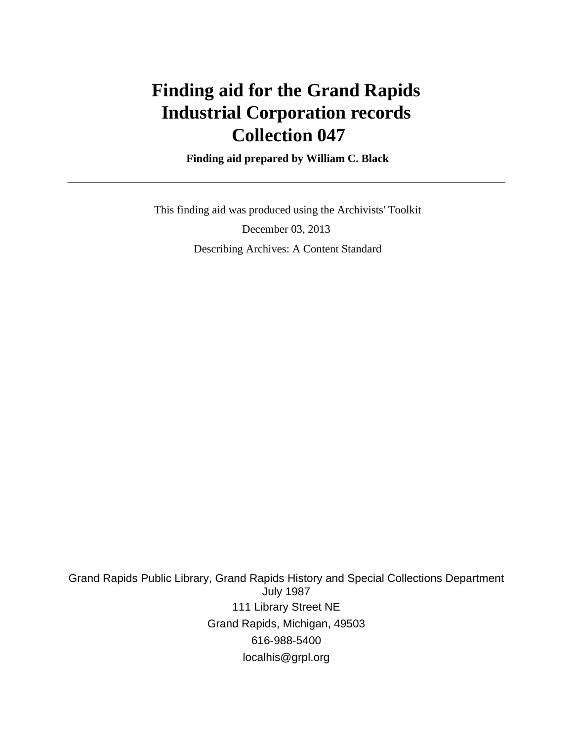# Finding aid for the Grand Rapids Industrial Corporation records Collection 047

**Finding aid prepared by William C. Black**

---

This finding aid was produced using the Archivists' Toolkit

December 03, 2013

Describing Archives: A Content Standard

Grand Rapids Public Library, Grand Rapids History and Special Collections Department
July 1987
111 Library Street NE
Grand Rapids, Michigan, 49503
616-988-5400
localhis@grpl.org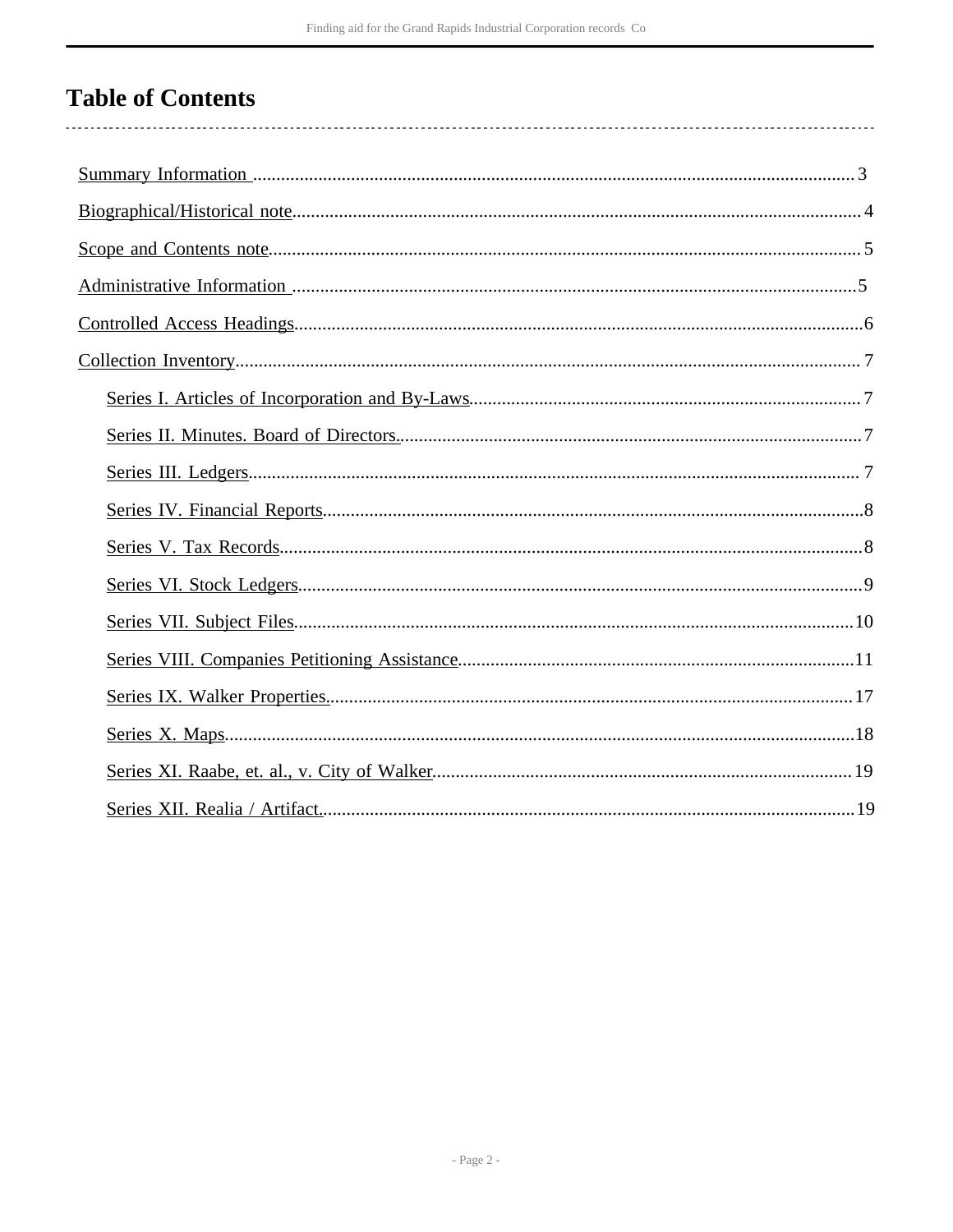# Table of Contents

- Summary Information ..... 3
- Biographical/Historical note..... 4
- Scope and Contents note..... 5
- Administrative Information ..... 5
- Controlled Access Headings..... 6
- Collection Inventory..... 7
  - Series I. Articles of Incorporation and By-Laws..... 7
  - Series II. Minutes. Board of Directors...... 7
  - Series III. Ledgers..... 7
  - Series IV. Financial Reports..... 8
  - Series V. Tax Records..... 8
  - Series VI. Stock Ledgers..... 9
  - Series VII. Subject Files..... 10
  - Series VIII. Companies Petitioning Assistance..... 11
  - Series IX. Walker Properties...... 17
  - Series X. Maps..... 18
  - Series XI. Raabe, et. al., v. City of Walker..... 19
  - Series XII. Realia / Artifact...... 19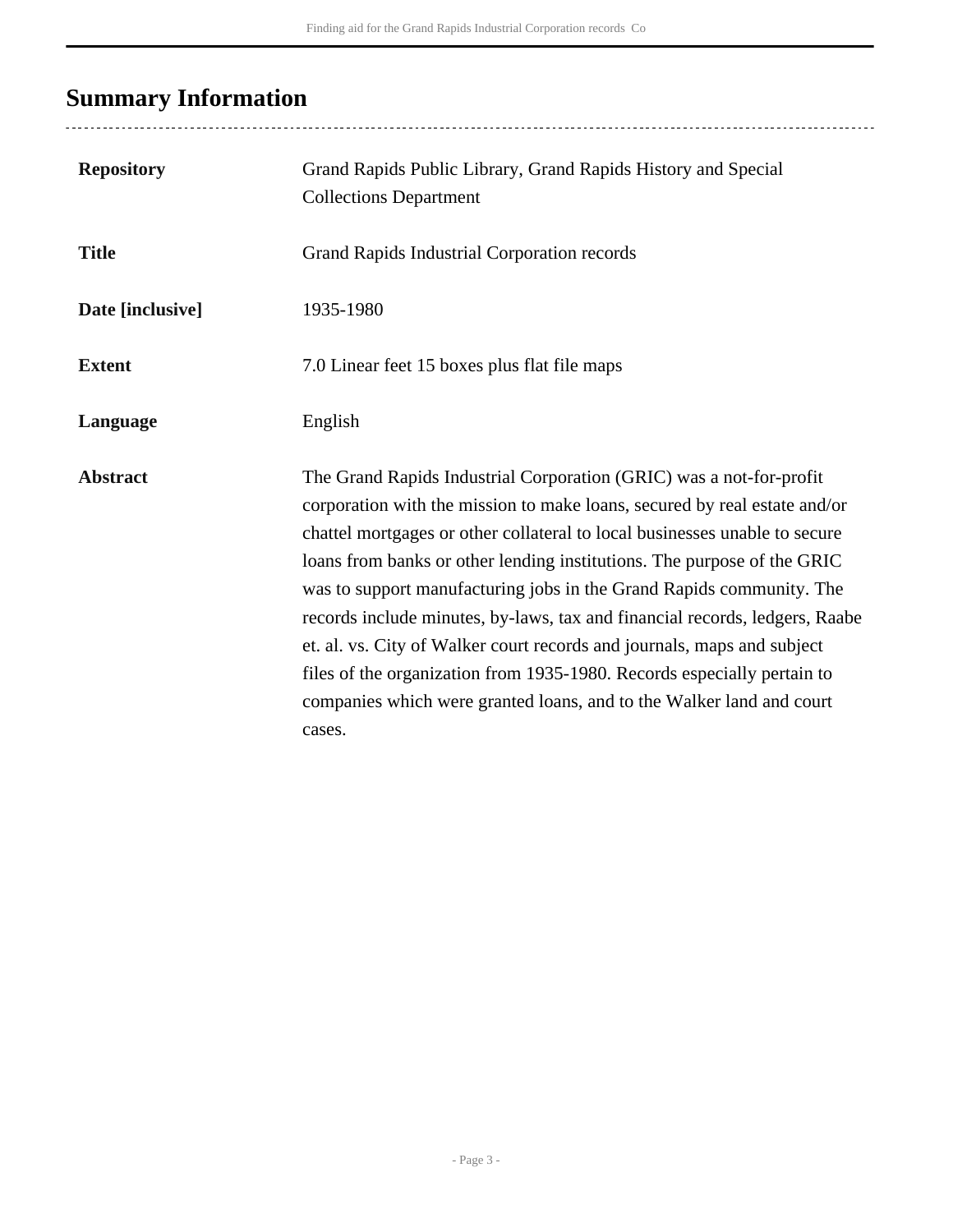## Summary Information

| | |
|---|---|
| **Repository** | Grand Rapids Public Library, Grand Rapids History and Special Collections Department |
| **Title** | Grand Rapids Industrial Corporation records |
| **Date [inclusive]** | 1935-1980 |
| **Extent** | 7.0 Linear feet 15 boxes plus flat file maps |
| **Language** | English |
| **Abstract** | The Grand Rapids Industrial Corporation (GRIC) was a not-for-profit corporation with the mission to make loans, secured by real estate and/or chattel mortgages or other collateral to local businesses unable to secure loans from banks or other lending institutions. The purpose of the GRIC was to support manufacturing jobs in the Grand Rapids community. The records include minutes, by-laws, tax and financial records, ledgers, Raabe et. al. vs. City of Walker court records and journals, maps and subject files of the organization from 1935-1980. Records especially pertain to companies which were granted loans, and to the Walker land and court cases. |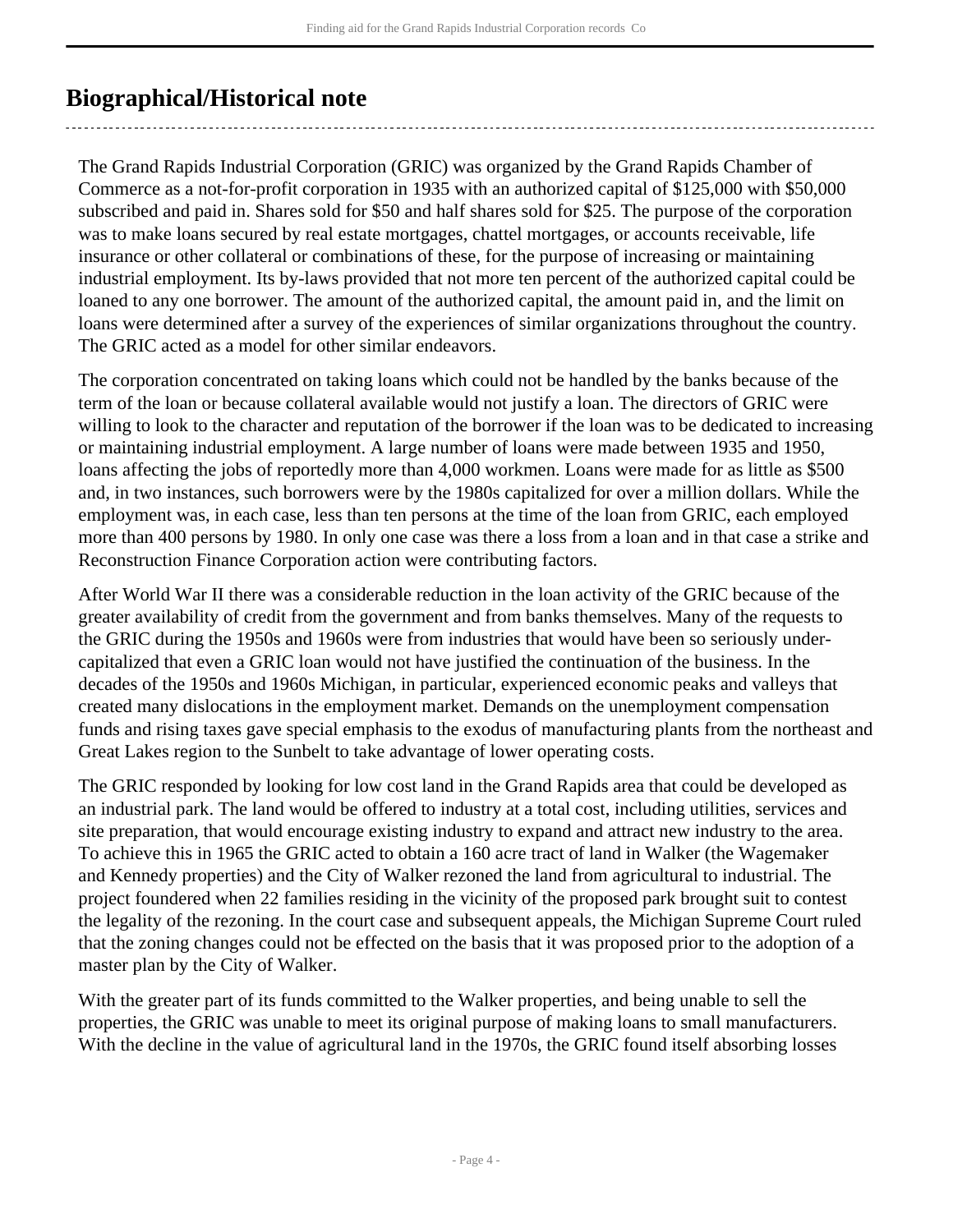## Biographical/Historical note

The Grand Rapids Industrial Corporation (GRIC) was organized by the Grand Rapids Chamber of Commerce as a not-for-profit corporation in 1935 with an authorized capital of $125,000 with $50,000 subscribed and paid in. Shares sold for $50 and half shares sold for $25. The purpose of the corporation was to make loans secured by real estate mortgages, chattel mortgages, or accounts receivable, life insurance or other collateral or combinations of these, for the purpose of increasing or maintaining industrial employment. Its by-laws provided that not more ten percent of the authorized capital could be loaned to any one borrower. The amount of the authorized capital, the amount paid in, and the limit on loans were determined after a survey of the experiences of similar organizations throughout the country. The GRIC acted as a model for other similar endeavors.

The corporation concentrated on taking loans which could not be handled by the banks because of the term of the loan or because collateral available would not justify a loan. The directors of GRIC were willing to look to the character and reputation of the borrower if the loan was to be dedicated to increasing or maintaining industrial employment. A large number of loans were made between 1935 and 1950, loans affecting the jobs of reportedly more than 4,000 workmen. Loans were made for as little as $500 and, in two instances, such borrowers were by the 1980s capitalized for over a million dollars. While the employment was, in each case, less than ten persons at the time of the loan from GRIC, each employed more than 400 persons by 1980. In only one case was there a loss from a loan and in that case a strike and Reconstruction Finance Corporation action were contributing factors.

After World War II there was a considerable reduction in the loan activity of the GRIC because of the greater availability of credit from the government and from banks themselves. Many of the requests to the GRIC during the 1950s and 1960s were from industries that would have been so seriously under-capitalized that even a GRIC loan would not have justified the continuation of the business. In the decades of the 1950s and 1960s Michigan, in particular, experienced economic peaks and valleys that created many dislocations in the employment market. Demands on the unemployment compensation funds and rising taxes gave special emphasis to the exodus of manufacturing plants from the northeast and Great Lakes region to the Sunbelt to take advantage of lower operating costs.

The GRIC responded by looking for low cost land in the Grand Rapids area that could be developed as an industrial park. The land would be offered to industry at a total cost, including utilities, services and site preparation, that would encourage existing industry to expand and attract new industry to the area. To achieve this in 1965 the GRIC acted to obtain a 160 acre tract of land in Walker (the Wagemaker and Kennedy properties) and the City of Walker rezoned the land from agricultural to industrial. The project foundered when 22 families residing in the vicinity of the proposed park brought suit to contest the legality of the rezoning. In the court case and subsequent appeals, the Michigan Supreme Court ruled that the zoning changes could not be effected on the basis that it was proposed prior to the adoption of a master plan by the City of Walker.

With the greater part of its funds committed to the Walker properties, and being unable to sell the properties, the GRIC was unable to meet its original purpose of making loans to small manufacturers. With the decline in the value of agricultural land in the 1970s, the GRIC found itself absorbing losses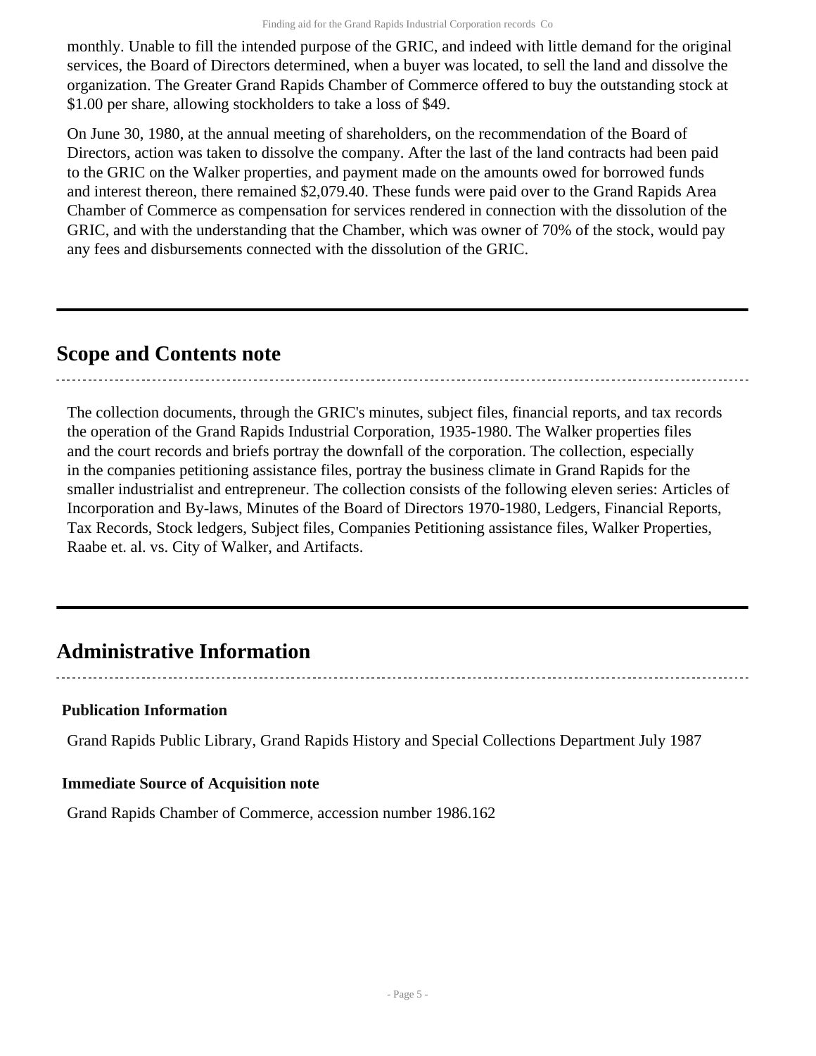monthly. Unable to fill the intended purpose of the GRIC, and indeed with little demand for the original services, the Board of Directors determined, when a buyer was located, to sell the land and dissolve the organization. The Greater Grand Rapids Chamber of Commerce offered to buy the outstanding stock at $1.00 per share, allowing stockholders to take a loss of $49.

On June 30, 1980, at the annual meeting of shareholders, on the recommendation of the Board of Directors, action was taken to dissolve the company. After the last of the land contracts had been paid to the GRIC on the Walker properties, and payment made on the amounts owed for borrowed funds and interest thereon, there remained $2,079.40. These funds were paid over to the Grand Rapids Area Chamber of Commerce as compensation for services rendered in connection with the dissolution of the GRIC, and with the understanding that the Chamber, which was owner of 70% of the stock, would pay any fees and disbursements connected with the dissolution of the GRIC.

## Scope and Contents note

The collection documents, through the GRIC's minutes, subject files, financial reports, and tax records the operation of the Grand Rapids Industrial Corporation, 1935-1980. The Walker properties files and the court records and briefs portray the downfall of the corporation. The collection, especially in the companies petitioning assistance files, portray the business climate in Grand Rapids for the smaller industrialist and entrepreneur. The collection consists of the following eleven series: Articles of Incorporation and By-laws, Minutes of the Board of Directors 1970-1980, Ledgers, Financial Reports, Tax Records, Stock ledgers, Subject files, Companies Petitioning assistance files, Walker Properties, Raabe et. al. vs. City of Walker, and Artifacts.

## Administrative Information

### Publication Information

Grand Rapids Public Library, Grand Rapids History and Special Collections Department July 1987

### Immediate Source of Acquisition note

Grand Rapids Chamber of Commerce, accession number 1986.162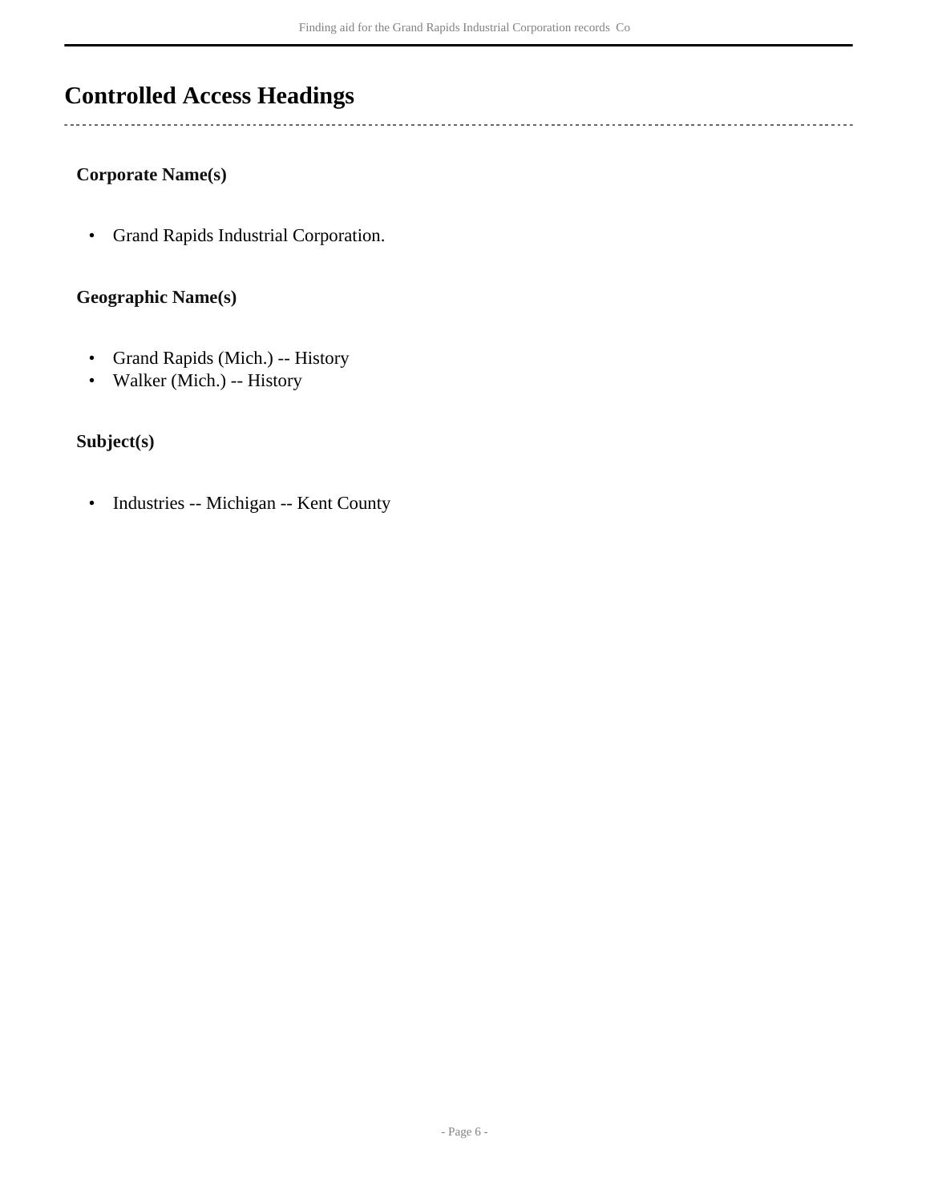## Controlled Access Headings

### Corporate Name(s)

- Grand Rapids Industrial Corporation.

### Geographic Name(s)

- Grand Rapids (Mich.) -- History
- Walker (Mich.) -- History

### Subject(s)

- Industries -- Michigan -- Kent County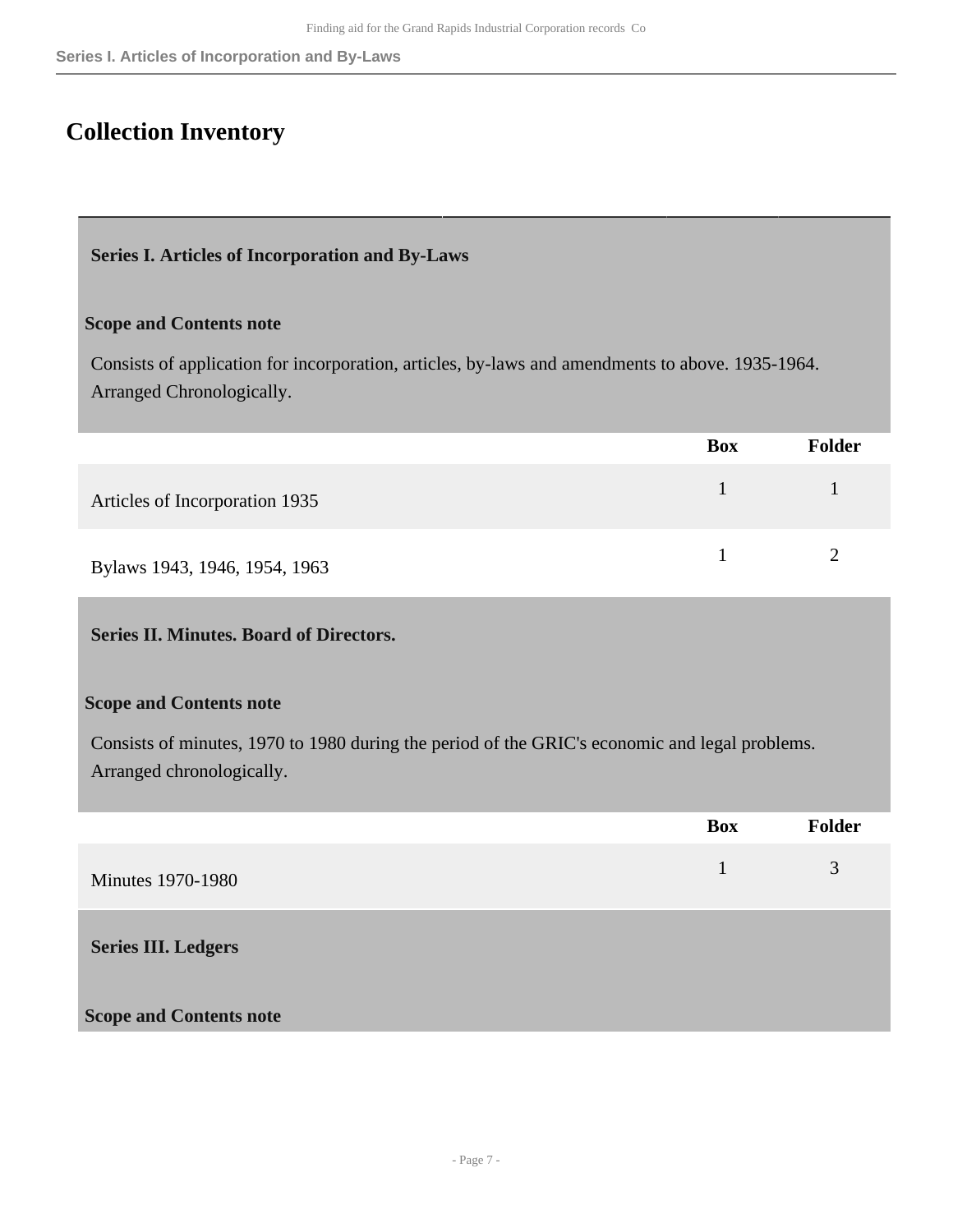# Collection Inventory

## Series I. Articles of Incorporation and By-Laws

**Scope and Contents note**

Consists of application for incorporation, articles, by-laws and amendments to above. 1935-1964. Arranged Chronologically.

| | Box | Folder |
|---|---|---|
| Articles of Incorporation 1935 | 1 | 1 |
| Bylaws 1943, 1946, 1954, 1963 | 1 | 2 |

## Series II. Minutes. Board of Directors.

**Scope and Contents note**

Consists of minutes, 1970 to 1980 during the period of the GRIC's economic and legal problems. Arranged chronologically.

| | Box | Folder |
|---|---|---|
| Minutes 1970-1980 | 1 | 3 |

## Series III. Ledgers

**Scope and Contents note**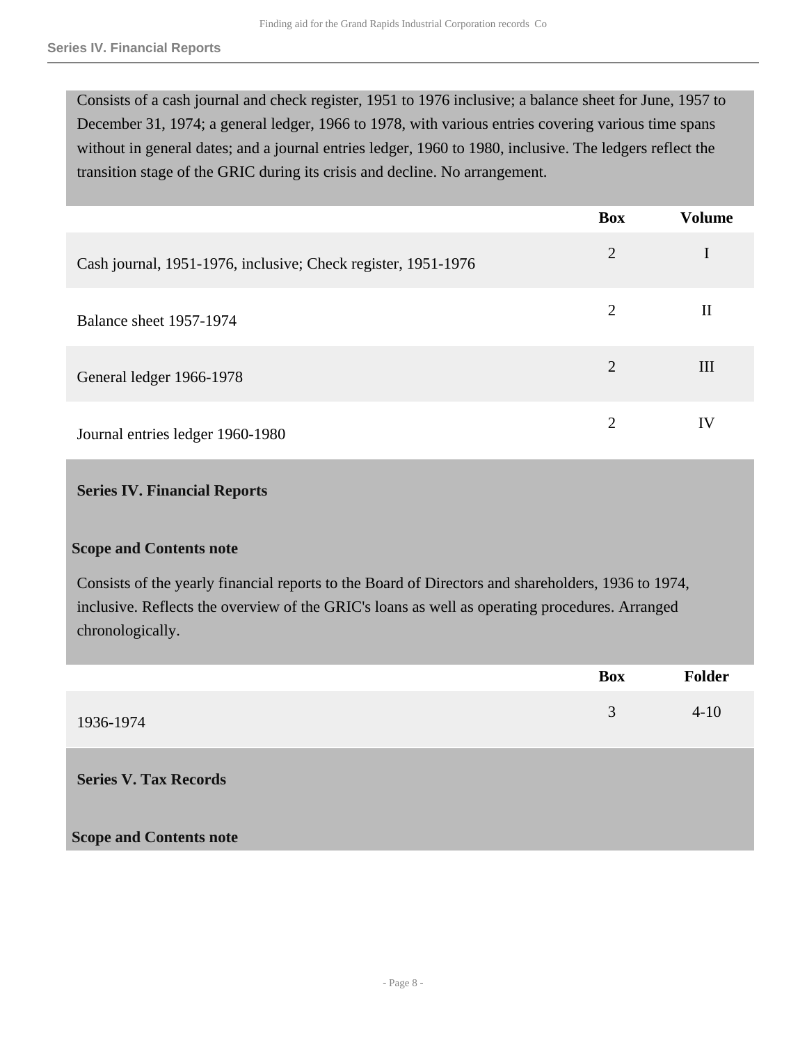Consists of a cash journal and check register, 1951 to 1976 inclusive; a balance sheet for June, 1957 to December 31, 1974; a general ledger, 1966 to 1978, with various entries covering various time spans without in general dates; and a journal entries ledger, 1960 to 1980, inclusive. The ledgers reflect the transition stage of the GRIC during its crisis and decline. No arrangement.

| | Box | Volume |
|---|---|---|
| Cash journal, 1951-1976, inclusive; Check register, 1951-1976 | 2 | I |
| Balance sheet 1957-1974 | 2 | II |
| General ledger 1966-1978 | 2 | III |
| Journal entries ledger 1960-1980 | 2 | IV |

## Series IV. Financial Reports

### Scope and Contents note

Consists of the yearly financial reports to the Board of Directors and shareholders, 1936 to 1974, inclusive. Reflects the overview of the GRIC's loans as well as operating procedures. Arranged chronologically.

| | Box | Folder |
|---|---|---|
| 1936-1974 | 3 | 4-10 |

## Series V. Tax Records

### Scope and Contents note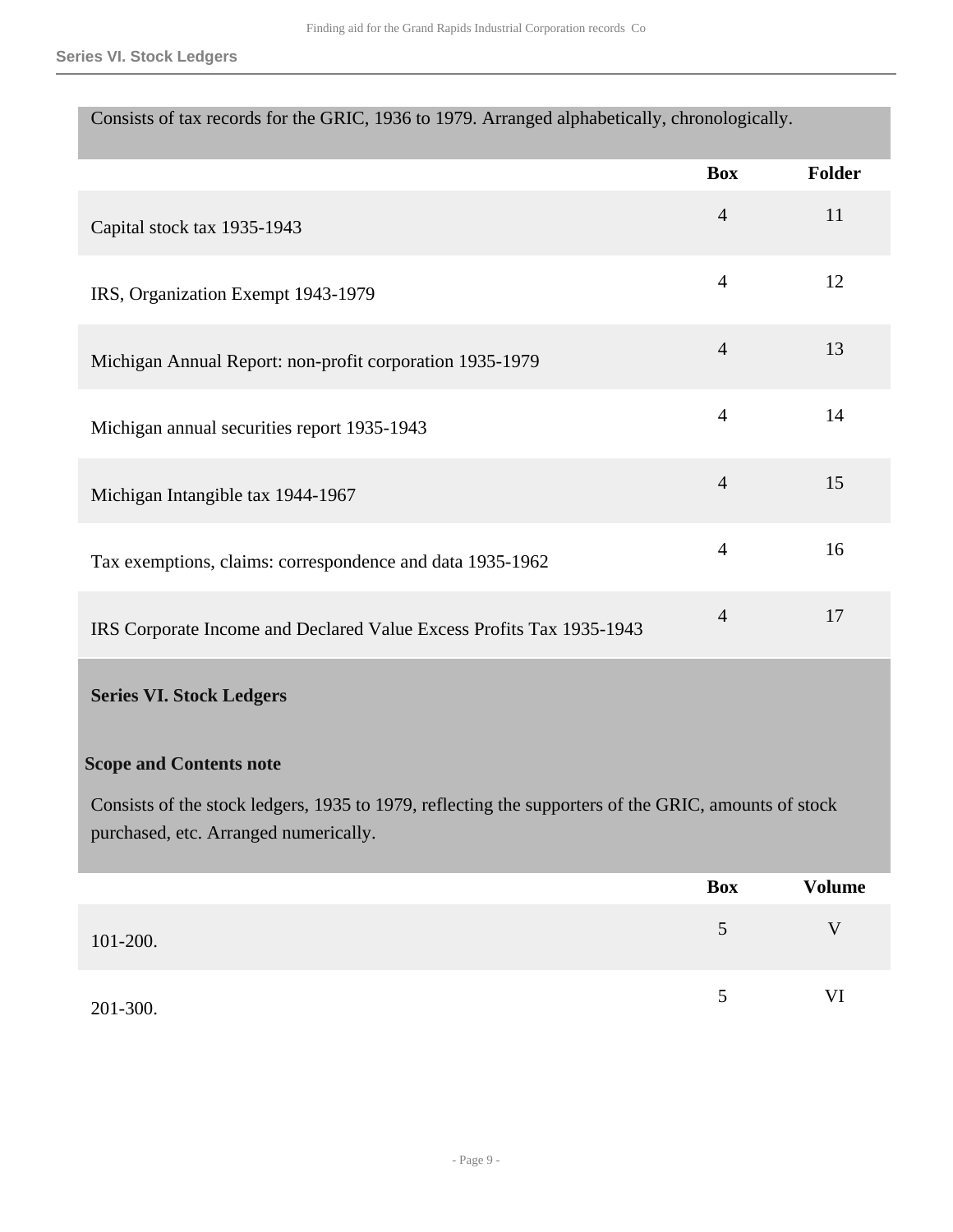Consists of tax records for the GRIC, 1936 to 1979. Arranged alphabetically, chronologically.

| | Box | Folder |
|---|---|---|
| Capital stock tax 1935-1943 | 4 | 11 |
| IRS, Organization Exempt 1943-1979 | 4 | 12 |
| Michigan Annual Report: non-profit corporation 1935-1979 | 4 | 13 |
| Michigan annual securities report 1935-1943 | 4 | 14 |
| Michigan Intangible tax 1944-1967 | 4 | 15 |
| Tax exemptions, claims: correspondence and data 1935-1962 | 4 | 16 |
| IRS Corporate Income and Declared Value Excess Profits Tax 1935-1943 | 4 | 17 |

## Series VI. Stock Ledgers

### Scope and Contents note

Consists of the stock ledgers, 1935 to 1979, reflecting the supporters of the GRIC, amounts of stock purchased, etc. Arranged numerically.

| | Box | Volume |
|---|---|---|
| 101-200. | 5 | V |
| 201-300. | 5 | VI |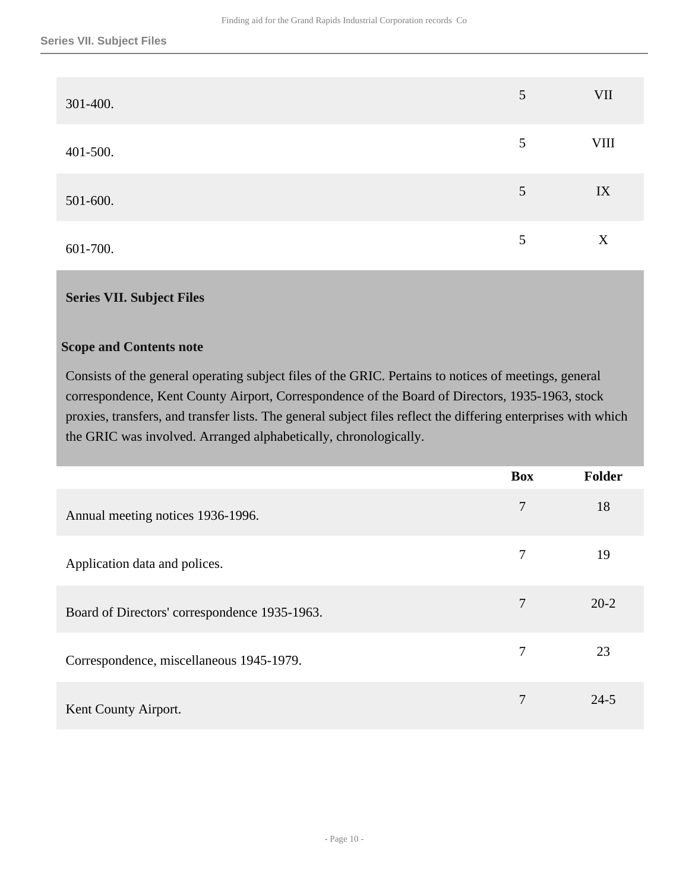| | | |
|---|---|---|
| 301-400. | 5 | VII |
| 401-500. | 5 | VIII |
| 501-600. | 5 | IX |
| 601-700. | 5 | X |

## Series VII. Subject Files

### Scope and Contents note

Consists of the general operating subject files of the GRIC. Pertains to notices of meetings, general correspondence, Kent County Airport, Correspondence of the Board of Directors, 1935-1963, stock proxies, transfers, and transfer lists. The general subject files reflect the differing enterprises with which the GRIC was involved. Arranged alphabetically, chronologically.

| | Box | Folder |
|---|---|---|
| Annual meeting notices 1936-1996. | 7 | 18 |
| Application data and polices. | 7 | 19 |
| Board of Directors' correspondence 1935-1963. | 7 | 20-2 |
| Correspondence, miscellaneous 1945-1979. | 7 | 23 |
| Kent County Airport. | 7 | 24-5 |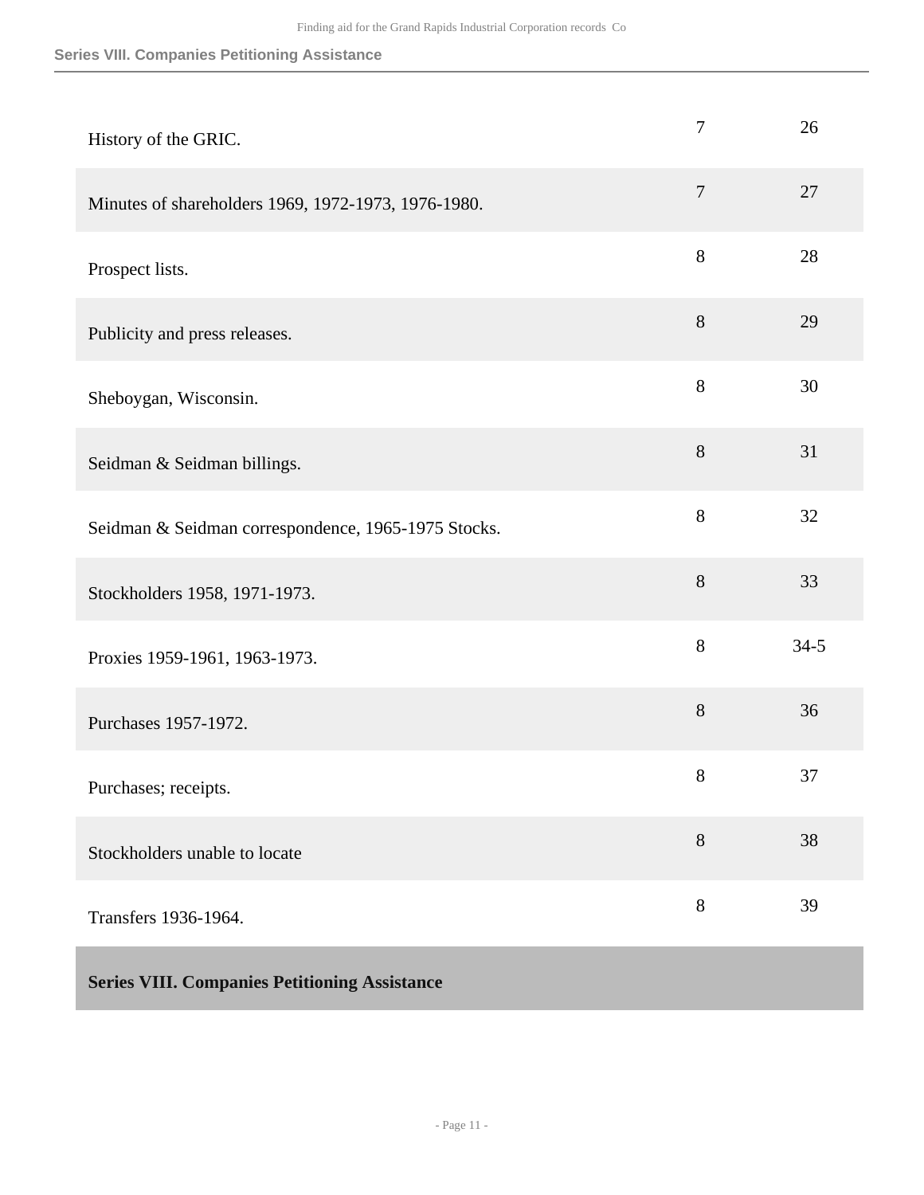| | | |
|---|---|---|
| History of the GRIC. | 7 | 26 |
| Minutes of shareholders 1969, 1972-1973, 1976-1980. | 7 | 27 |
| Prospect lists. | 8 | 28 |
| Publicity and press releases. | 8 | 29 |
| Sheboygan, Wisconsin. | 8 | 30 |
| Seidman & Seidman billings. | 8 | 31 |
| Seidman & Seidman correspondence, 1965-1975 Stocks. | 8 | 32 |
| Stockholders 1958, 1971-1973. | 8 | 33 |
| Proxies 1959-1961, 1963-1973. | 8 | 34-5 |
| Purchases 1957-1972. | 8 | 36 |
| Purchases; receipts. | 8 | 37 |
| Stockholders unable to locate | 8 | 38 |
| Transfers 1936-1964. | 8 | 39 |

## Series VIII. Companies Petitioning Assistance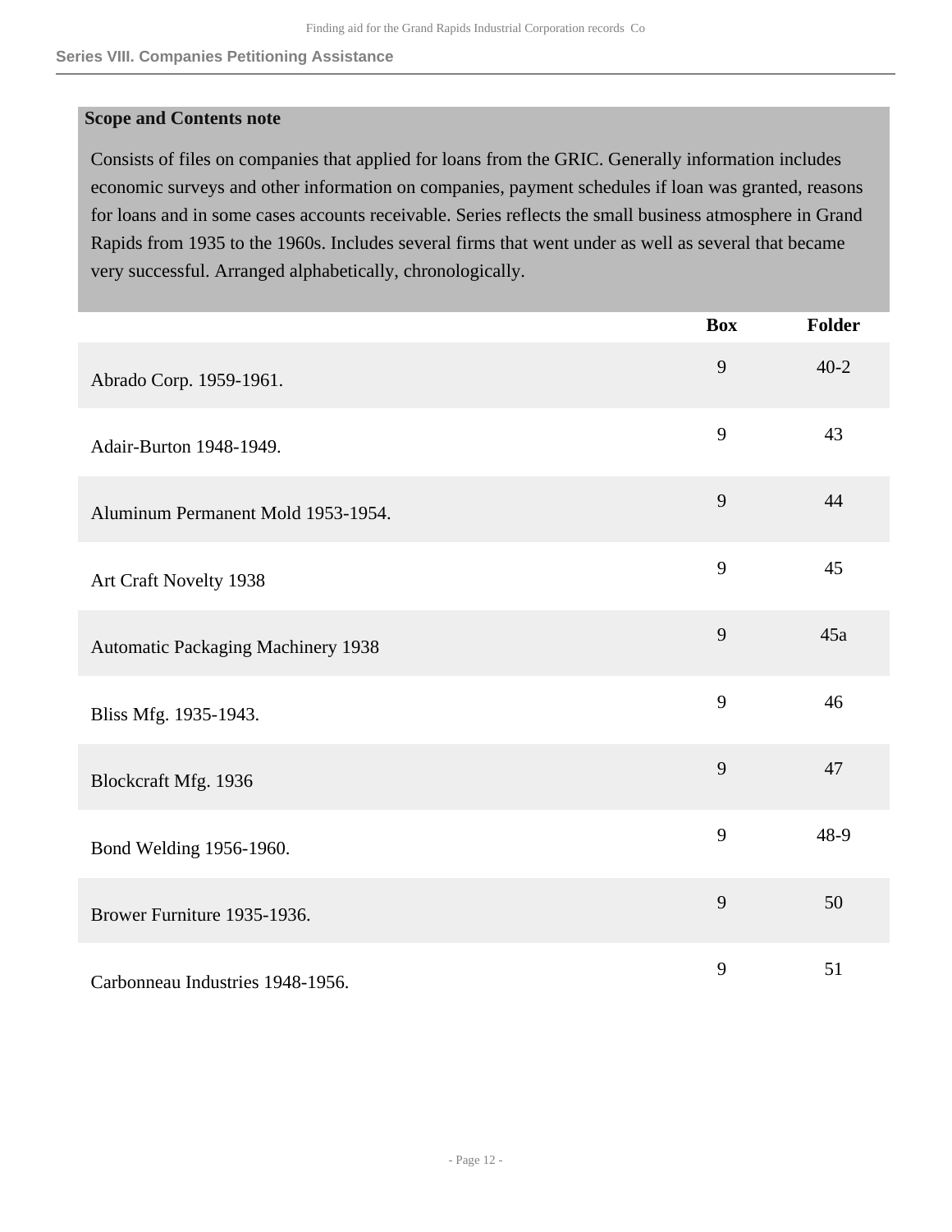## Series VIII. Companies Petitioning Assistance

**Scope and Contents note**

Consists of files on companies that applied for loans from the GRIC. Generally information includes economic surveys and other information on companies, payment schedules if loan was granted, reasons for loans and in some cases accounts receivable. Series reflects the small business atmosphere in Grand Rapids from 1935 to the 1960s. Includes several firms that went under as well as several that became very successful. Arranged alphabetically, chronologically.

| | Box | Folder |
|---|---|---|
| Abrado Corp. 1959-1961. | 9 | 40-2 |
| Adair-Burton 1948-1949. | 9 | 43 |
| Aluminum Permanent Mold 1953-1954. | 9 | 44 |
| Art Craft Novelty 1938 | 9 | 45 |
| Automatic Packaging Machinery 1938 | 9 | 45a |
| Bliss Mfg. 1935-1943. | 9 | 46 |
| Blockcraft Mfg. 1936 | 9 | 47 |
| Bond Welding 1956-1960. | 9 | 48-9 |
| Brower Furniture 1935-1936. | 9 | 50 |
| Carbonneau Industries 1948-1956. | 9 | 51 |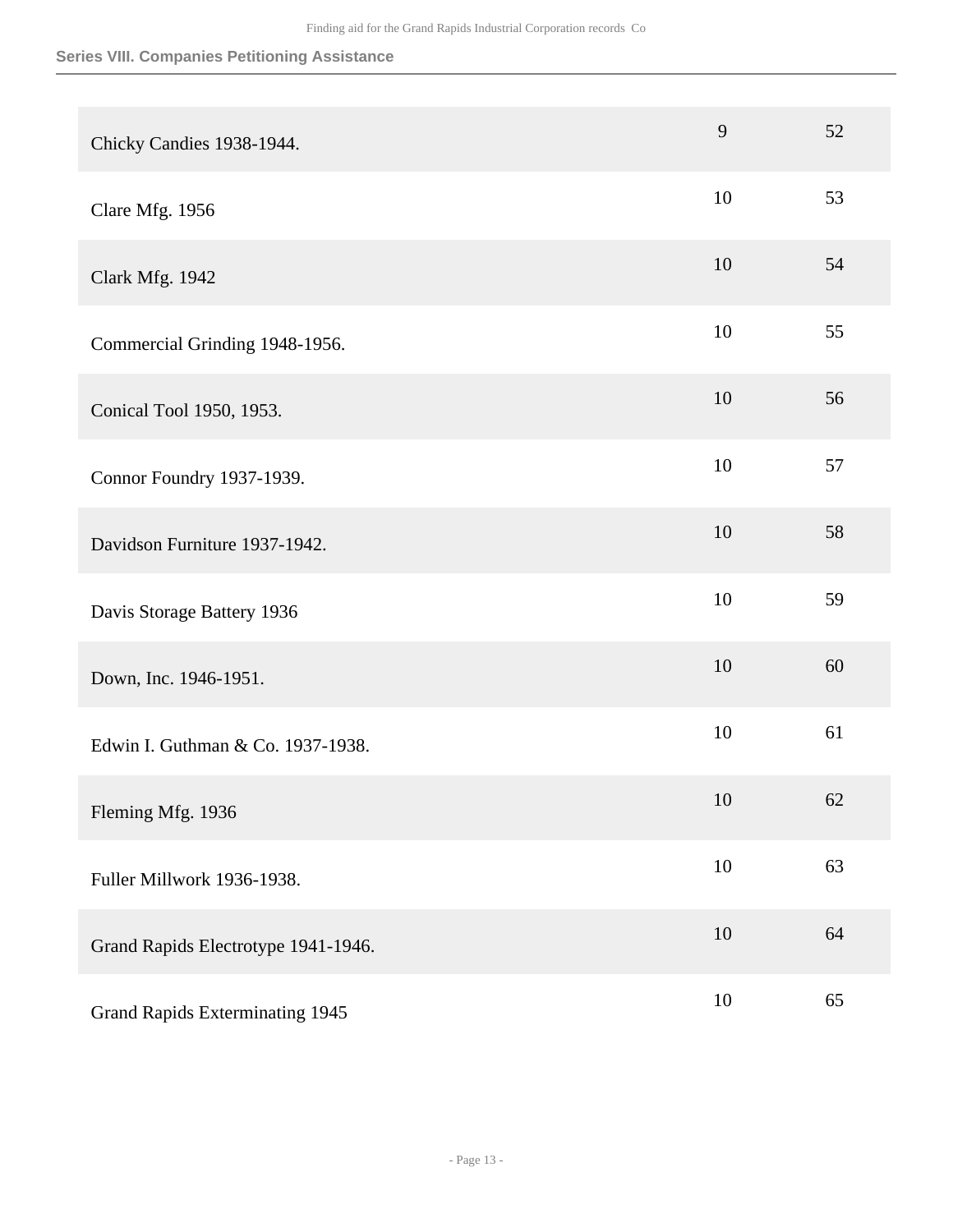## Series VIII. Companies Petitioning Assistance

| | | |
|---|---|---|
| Chicky Candies 1938-1944. | 9 | 52 |
| Clare Mfg. 1956 | 10 | 53 |
| Clark Mfg. 1942 | 10 | 54 |
| Commercial Grinding 1948-1956. | 10 | 55 |
| Conical Tool 1950, 1953. | 10 | 56 |
| Connor Foundry 1937-1939. | 10 | 57 |
| Davidson Furniture 1937-1942. | 10 | 58 |
| Davis Storage Battery 1936 | 10 | 59 |
| Down, Inc. 1946-1951. | 10 | 60 |
| Edwin I. Guthman & Co. 1937-1938. | 10 | 61 |
| Fleming Mfg. 1936 | 10 | 62 |
| Fuller Millwork 1936-1938. | 10 | 63 |
| Grand Rapids Electrotype 1941-1946. | 10 | 64 |
| Grand Rapids Exterminating 1945 | 10 | 65 |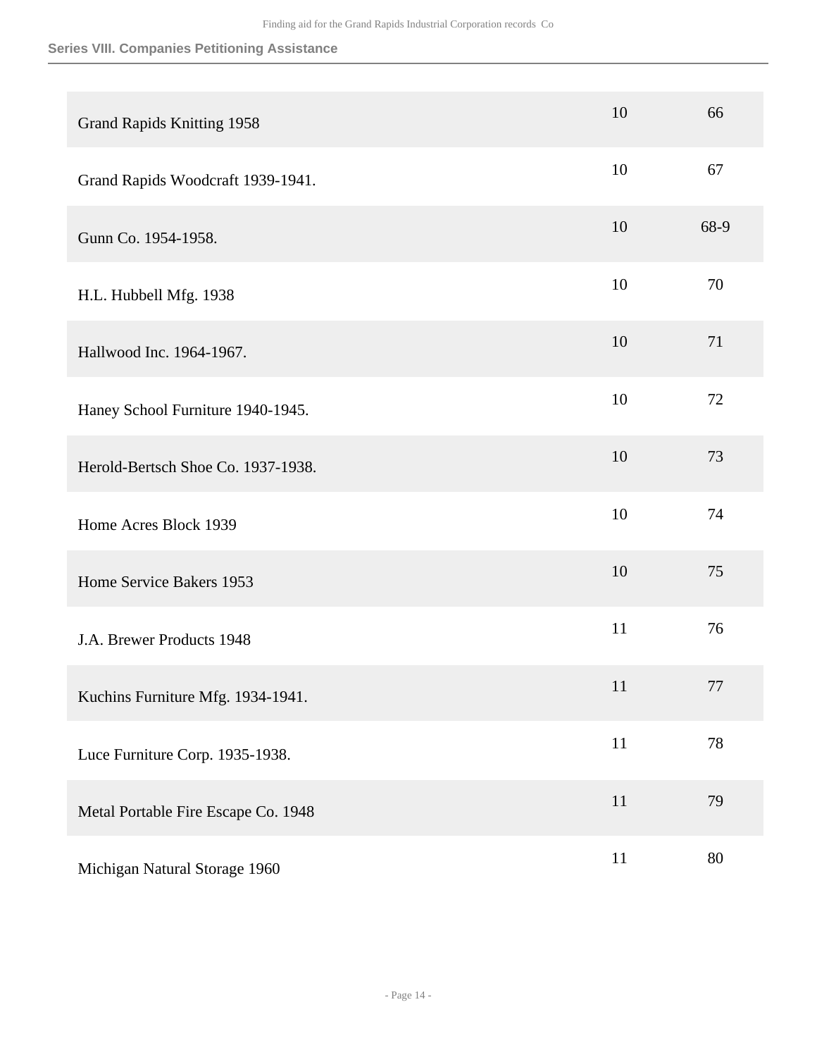| | | |
|---|---|---|
| Grand Rapids Knitting 1958 | 10 | 66 |
| Grand Rapids Woodcraft 1939-1941. | 10 | 67 |
| Gunn Co. 1954-1958. | 10 | 68-9 |
| H.L. Hubbell Mfg. 1938 | 10 | 70 |
| Hallwood Inc. 1964-1967. | 10 | 71 |
| Haney School Furniture 1940-1945. | 10 | 72 |
| Herold-Bertsch Shoe Co. 1937-1938. | 10 | 73 |
| Home Acres Block 1939 | 10 | 74 |
| Home Service Bakers 1953 | 10 | 75 |
| J.A. Brewer Products 1948 | 11 | 76 |
| Kuchins Furniture Mfg. 1934-1941. | 11 | 77 |
| Luce Furniture Corp. 1935-1938. | 11 | 78 |
| Metal Portable Fire Escape Co. 1948 | 11 | 79 |
| Michigan Natural Storage 1960 | 11 | 80 |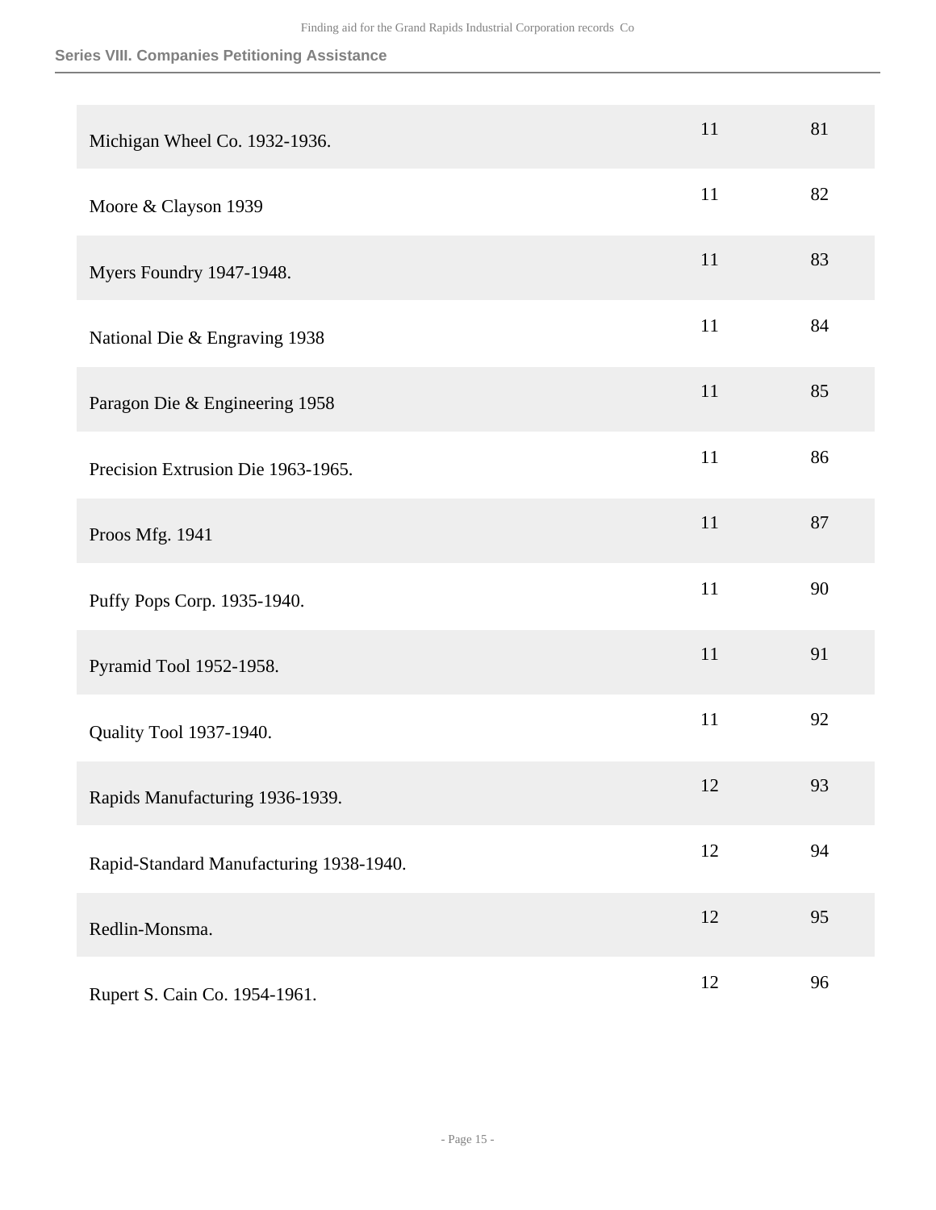| | | |
|---|---|---|
| Michigan Wheel Co. 1932-1936. | 11 | 81 |
| Moore & Clayson 1939 | 11 | 82 |
| Myers Foundry 1947-1948. | 11 | 83 |
| National Die & Engraving 1938 | 11 | 84 |
| Paragon Die & Engineering 1958 | 11 | 85 |
| Precision Extrusion Die 1963-1965. | 11 | 86 |
| Proos Mfg. 1941 | 11 | 87 |
| Puffy Pops Corp. 1935-1940. | 11 | 90 |
| Pyramid Tool 1952-1958. | 11 | 91 |
| Quality Tool 1937-1940. | 11 | 92 |
| Rapids Manufacturing 1936-1939. | 12 | 93 |
| Rapid-Standard Manufacturing 1938-1940. | 12 | 94 |
| Redlin-Monsma. | 12 | 95 |
| Rupert S. Cain Co. 1954-1961. | 12 | 96 |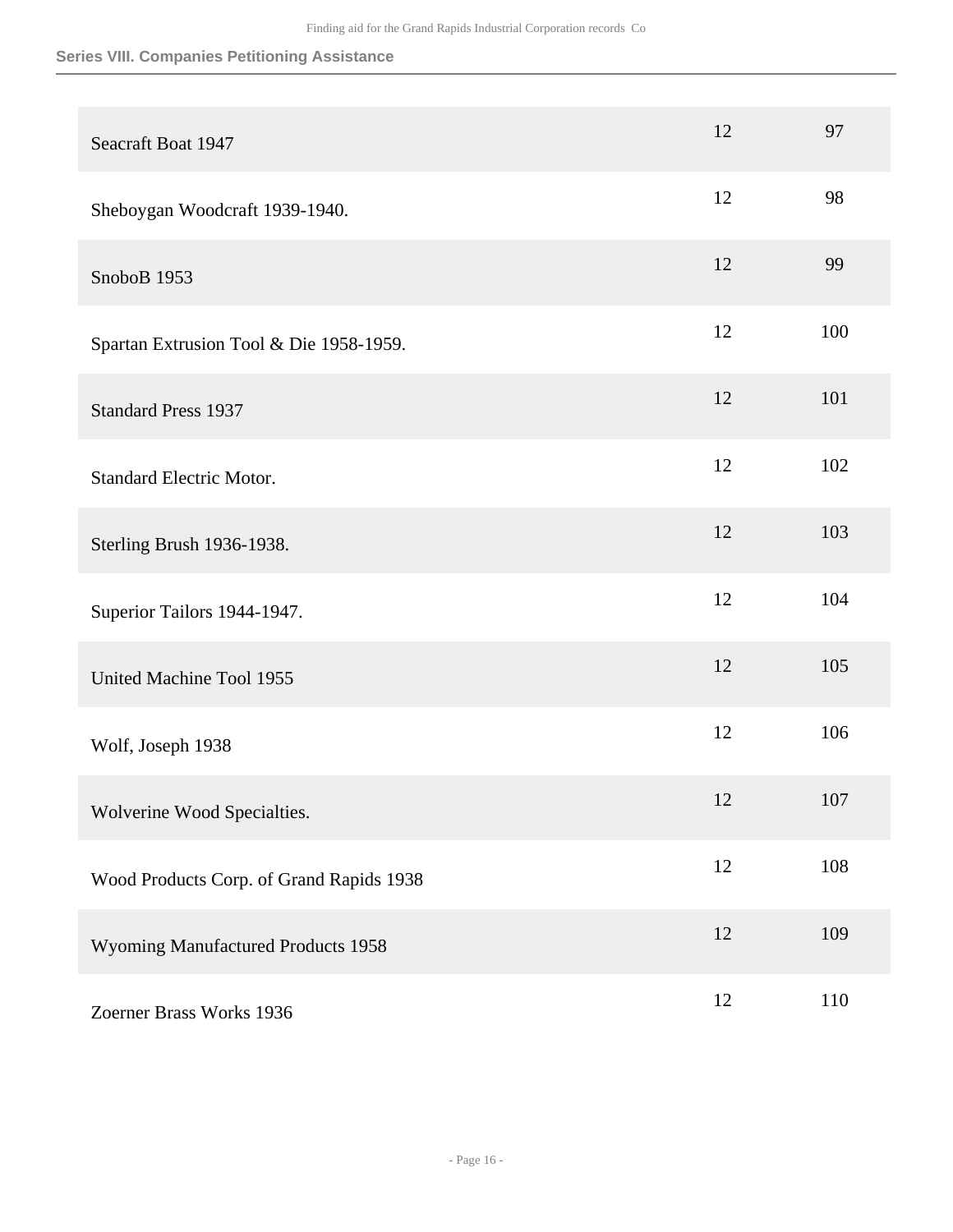| | | |
|---|---|---|
| Seacraft Boat 1947 | 12 | 97 |
| Sheboygan Woodcraft 1939-1940. | 12 | 98 |
| SnoboB 1953 | 12 | 99 |
| Spartan Extrusion Tool & Die 1958-1959. | 12 | 100 |
| Standard Press 1937 | 12 | 101 |
| Standard Electric Motor. | 12 | 102 |
| Sterling Brush 1936-1938. | 12 | 103 |
| Superior Tailors 1944-1947. | 12 | 104 |
| United Machine Tool 1955 | 12 | 105 |
| Wolf, Joseph 1938 | 12 | 106 |
| Wolverine Wood Specialties. | 12 | 107 |
| Wood Products Corp. of Grand Rapids 1938 | 12 | 108 |
| Wyoming Manufactured Products 1958 | 12 | 109 |
| Zoerner Brass Works 1936 | 12 | 110 |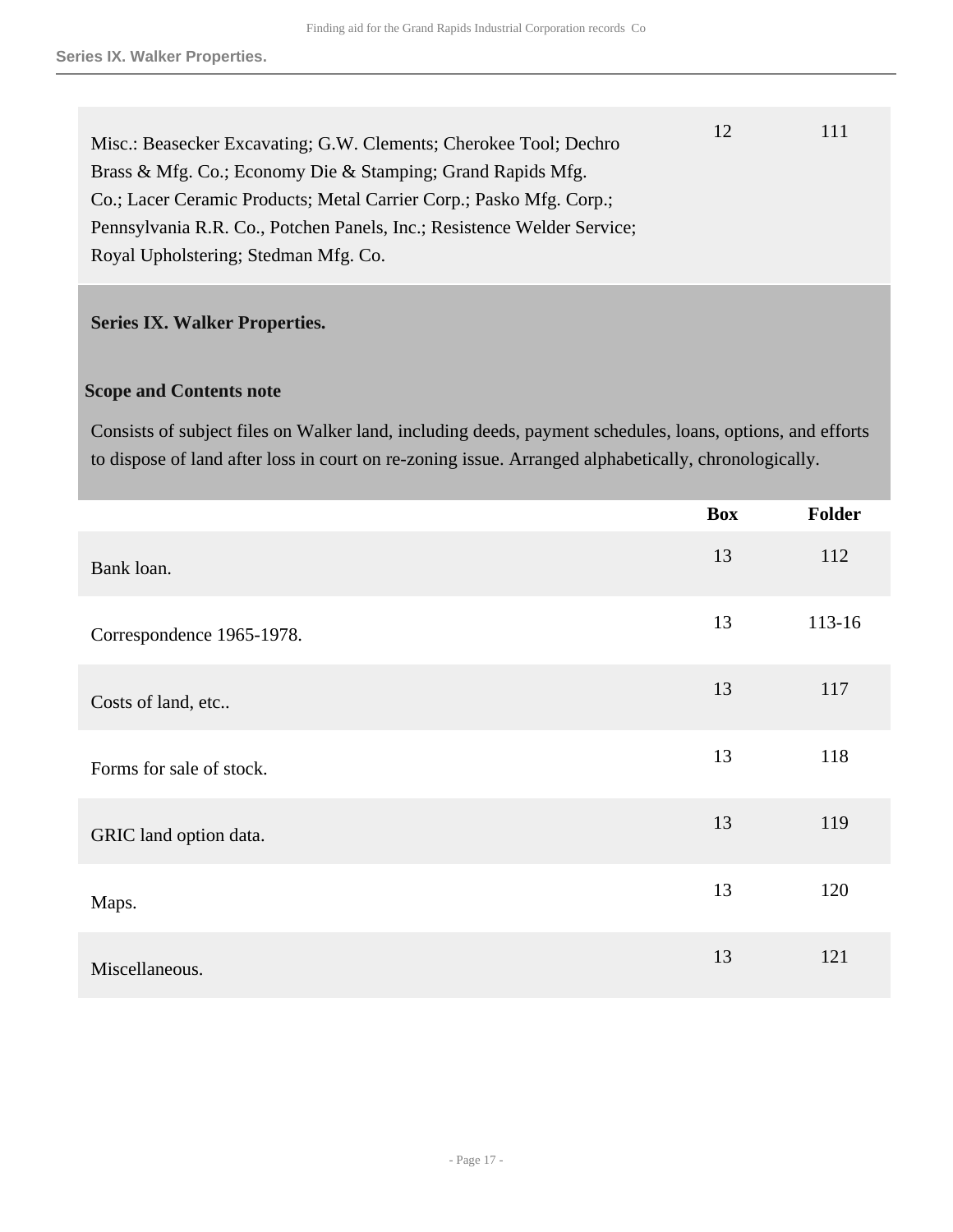| | Box | Folder |
|---|---|---|
| Misc.: Beasecker Excavating; G.W. Clements; Cherokee Tool; Dechro Brass & Mfg. Co.; Economy Die & Stamping; Grand Rapids Mfg. Co.; Lacer Ceramic Products; Metal Carrier Corp.; Pasko Mfg. Corp.; Pennsylvania R.R. Co., Potchen Panels, Inc.; Resistence Welder Service; Royal Upholstering; Stedman Mfg. Co. | 12 | 111 |

## Series IX. Walker Properties.

### Scope and Contents note

Consists of subject files on Walker land, including deeds, payment schedules, loans, options, and efforts to dispose of land after loss in court on re-zoning issue. Arranged alphabetically, chronologically.

| | Box | Folder |
|---|---|---|
| Bank loan. | 13 | 112 |
| Correspondence 1965-1978. | 13 | 113-16 |
| Costs of land, etc.. | 13 | 117 |
| Forms for sale of stock. | 13 | 118 |
| GRIC land option data. | 13 | 119 |
| Maps. | 13 | 120 |
| Miscellaneous. | 13 | 121 |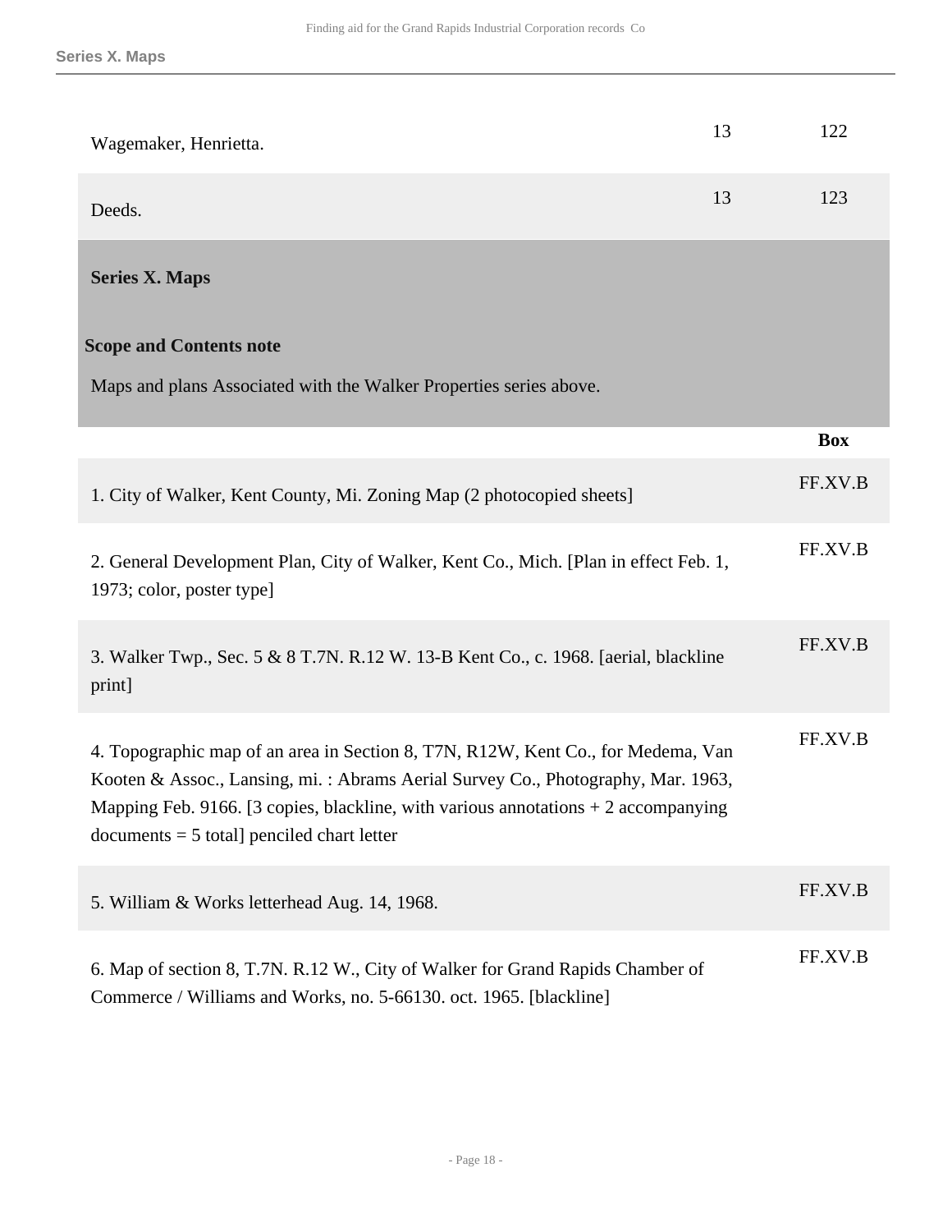| | | |
|---|---|---|
| Wagemaker, Henrietta. | 13 | 122 |
| Deeds. | 13 | 123 |

## Series X. Maps

**Scope and Contents note**

Maps and plans Associated with the Walker Properties series above.

| | Box |
|---|---|
| 1. City of Walker, Kent County, Mi. Zoning Map (2 photocopied sheets] | FF.XV.B |
| 2. General Development Plan, City of Walker, Kent Co., Mich. [Plan in effect Feb. 1, 1973; color, poster type] | FF.XV.B |
| 3. Walker Twp., Sec. 5 & 8 T.7N. R.12 W. 13-B Kent Co., c. 1968. [aerial, blackline print] | FF.XV.B |
| 4. Topographic map of an area in Section 8, T7N, R12W, Kent Co., for Medema, Van Kooten & Assoc., Lansing, mi. : Abrams Aerial Survey Co., Photography, Mar. 1963, Mapping Feb. 9166. [3 copies, blackline, with various annotations + 2 accompanying documents = 5 total] penciled chart letter | FF.XV.B |
| 5. William & Works letterhead Aug. 14, 1968. | FF.XV.B |
| 6. Map of section 8, T.7N. R.12 W., City of Walker for Grand Rapids Chamber of Commerce / Williams and Works, no. 5-66130. oct. 1965. [blackline] | FF.XV.B |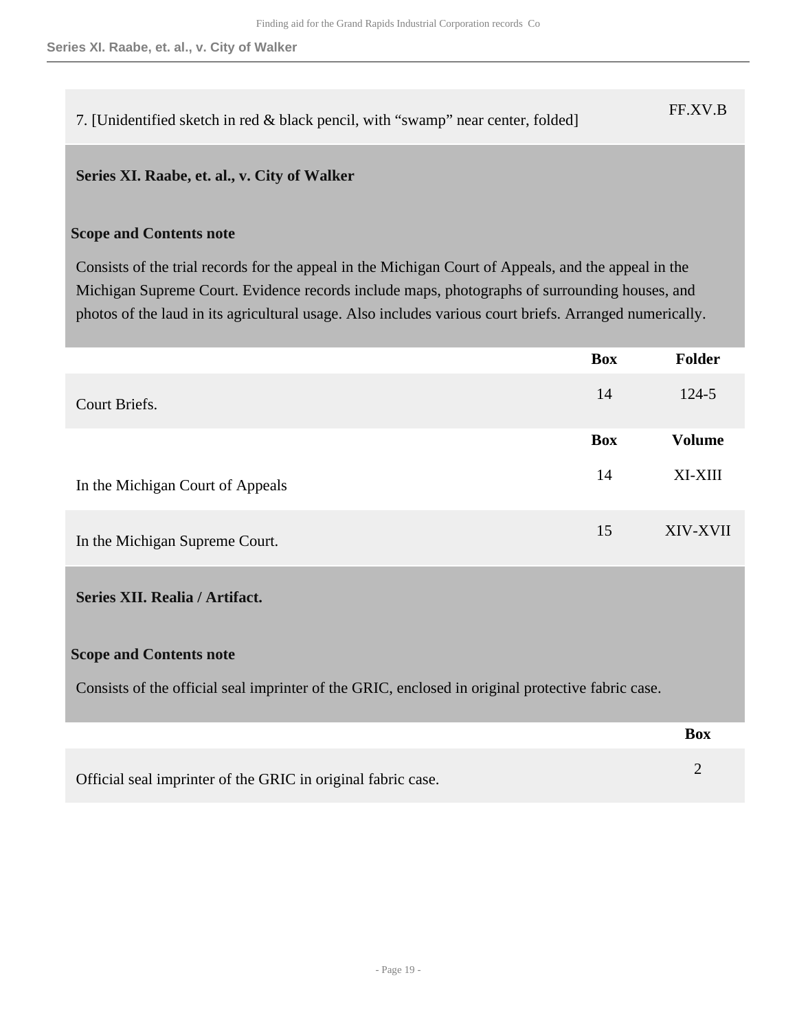| | |
|---|---|
| 7. [Unidentified sketch in red & black pencil, with "swamp" near center, folded] | FF.XV.B |

## Series XI. Raabe, et. al., v. City of Walker

### Scope and Contents note

Consists of the trial records for the appeal in the Michigan Court of Appeals, and the appeal in the Michigan Supreme Court. Evidence records include maps, photographs of surrounding houses, and photos of the laud in its agricultural usage. Also includes various court briefs. Arranged numerically.

| | Box | Folder |
|---|---|---|
| Court Briefs. | 14 | 124-5 |

| | Box | Volume |
|---|---|---|
| In the Michigan Court of Appeals | 14 | XI-XIII |
| In the Michigan Supreme Court. | 15 | XIV-XVII |

## Series XII. Realia / Artifact.

### Scope and Contents note

Consists of the official seal imprinter of the GRIC, enclosed in original protective fabric case.

| | Box |
|---|---|
| Official seal imprinter of the GRIC in original fabric case. | 2 |